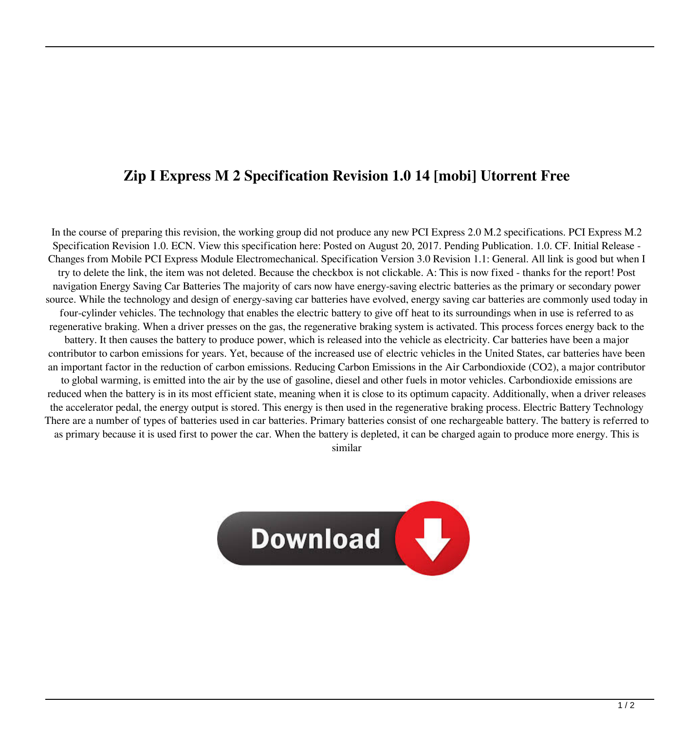# Zip I Express M 2 Specification Revision 1.0 14 [mobi] Utorrent Free

In the course of preparing this revision, the working group did not produce any new PCI Express 2.0 M.2 specifications. PCI Express M.2 Specification Revision 1.0. ECN. View this specification here: Posted on August 20, 2017. Pending Publication. 1.0. CF. Initial Release - Changes from Mobile PCI Express Module Electromechanical. Specification Version 3.0 Revision 1.1: General. All link is good but when I try to delete the link, the item was not deleted. Because the checkbox is not clickable. A: This is now fixed - thanks for the report! Post navigation Energy Saving Car Batteries The majority of cars now have energy-saving electric batteries as the primary or secondary power source. While the technology and design of energy-saving car batteries have evolved, energy saving car batteries are commonly used today in four-cylinder vehicles. The technology that enables the electric battery to give off heat to its surroundings when in use is referred to as regenerative braking. When a driver presses on the gas, the regenerative braking system is activated. This process forces energy back to the battery. It then causes the battery to produce power, which is released into the vehicle as electricity. Car batteries have been a major contributor to carbon emissions for years. Yet, because of the increased use of electric vehicles in the United States, car batteries have been an important factor in the reduction of carbon emissions. Reducing Carbon Emissions in the Air Carbondioxide ($CO_2$), a major contributor to global warming, is emitted into the air by the use of gasoline, diesel and other fuels in motor vehicles. Carbondioxide emissions are reduced when the battery is in its most efficient state, meaning when it is close to its optimum capacity. Additionally, when a driver releases the accelerator pedal, the energy output is stored. This energy is then used in the regenerative braking process. Electric Battery Technology There are a number of types of batteries used in car batteries. Primary batteries consist of one rechargeable battery. The battery is referred to as primary because it is used first to power the car. When the battery is depleted, it can be charged again to produce more energy. This is similar

Download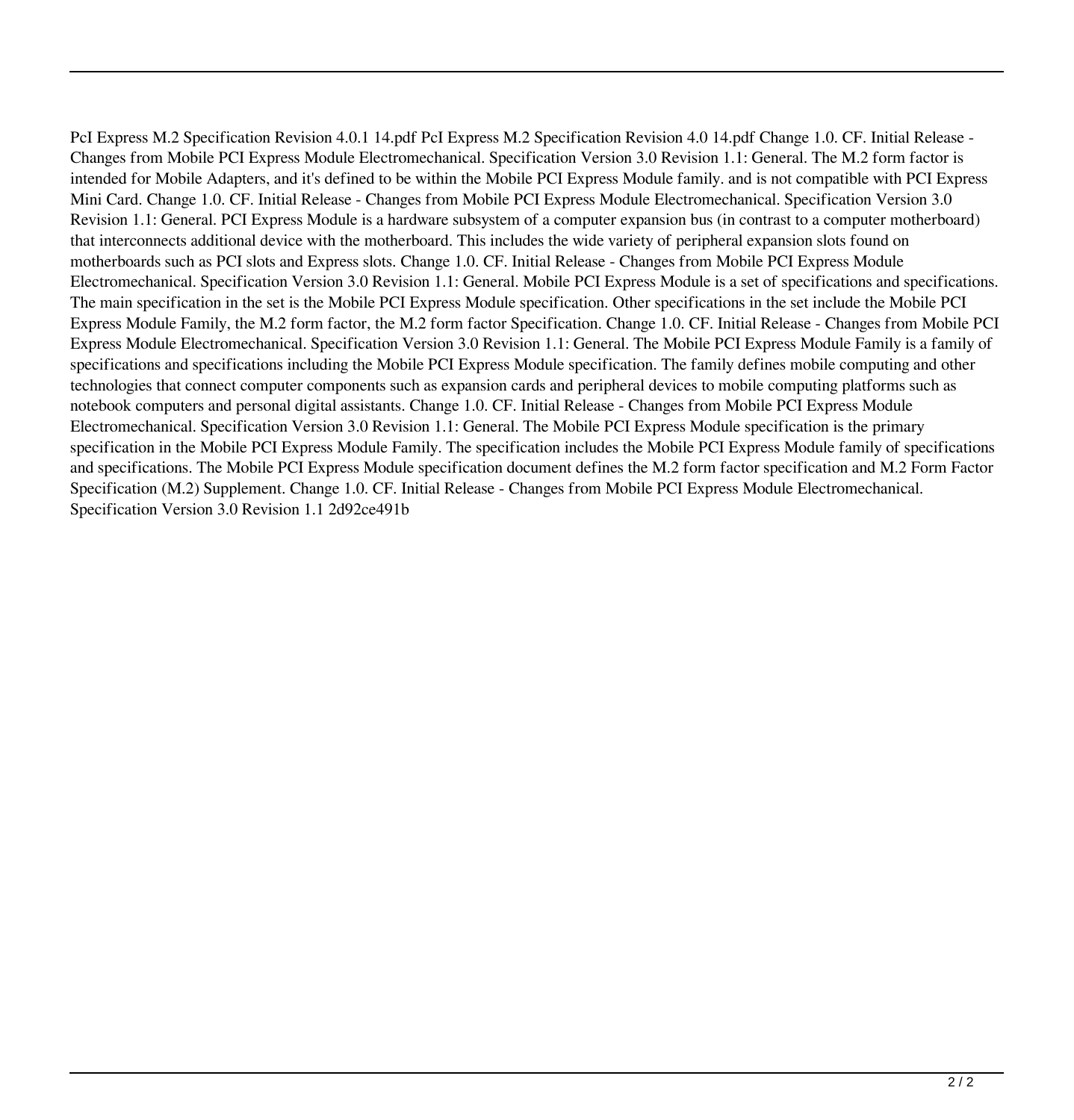PcI Express M.2 Specification Revision 4.0.1 14.pdf PcI Express M.2 Specification Revision 4.0 14.pdf Change 1.0. CF. Initial Release - Changes from Mobile PCI Express Module Electromechanical. Specification Version 3.0 Revision 1.1: General. The M.2 form factor is intended for Mobile Adapters, and it's defined to be within the Mobile PCI Express Module family. and is not compatible with PCI Express Mini Card. Change 1.0. CF. Initial Release - Changes from Mobile PCI Express Module Electromechanical. Specification Version 3.0 Revision 1.1: General. PCI Express Module is a hardware subsystem of a computer expansion bus (in contrast to a computer motherboard) that interconnects additional device with the motherboard. This includes the wide variety of peripheral expansion slots found on motherboards such as PCI slots and Express slots. Change 1.0. CF. Initial Release - Changes from Mobile PCI Express Module Electromechanical. Specification Version 3.0 Revision 1.1: General. Mobile PCI Express Module is a set of specifications and specifications. The main specification in the set is the Mobile PCI Express Module specification. Other specifications in the set include the Mobile PCI Express Module Family, the M.2 form factor, the M.2 form factor Specification. Change 1.0. CF. Initial Release - Changes from Mobile PCI Express Module Electromechanical. Specification Version 3.0 Revision 1.1: General. The Mobile PCI Express Module Family is a family of specifications and specifications including the Mobile PCI Express Module specification. The family defines mobile computing and other technologies that connect computer components such as expansion cards and peripheral devices to mobile computing platforms such as notebook computers and personal digital assistants. Change 1.0. CF. Initial Release - Changes from Mobile PCI Express Module Electromechanical. Specification Version 3.0 Revision 1.1: General. The Mobile PCI Express Module specification is the primary specification in the Mobile PCI Express Module Family. The specification includes the Mobile PCI Express Module family of specifications and specifications. The Mobile PCI Express Module specification document defines the M.2 form factor specification and M.2 Form Factor Specification (M.2) Supplement. Change 1.0. CF. Initial Release - Changes from Mobile PCI Express Module Electromechanical. Specification Version 3.0 Revision 1.1 2d92ce491b